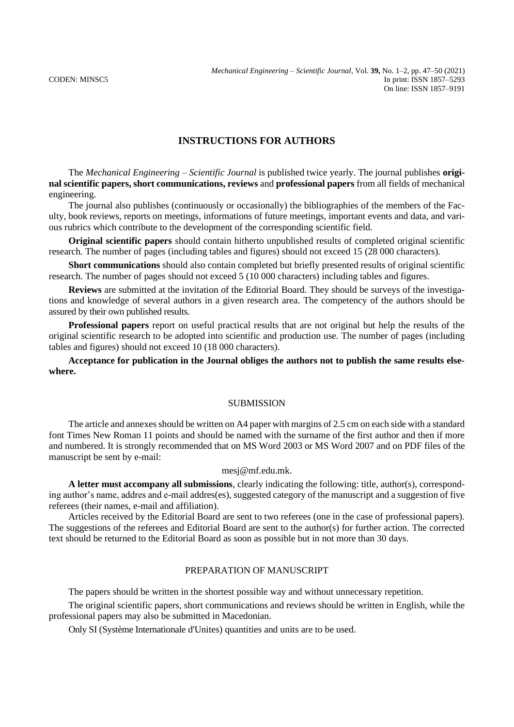# INSTRUCTIONS FOR AUTHORS

The *Mechanical Engineering – Scientific Journal* is published twice yearly. The journal publishes **original scientific papers, short communications, reviews** and **professional papers** from all fields of mechanical engineering.

The journal also publishes (continuously or occasionally) the bibliographies of the members of the Faculty, book reviews, reports on meetings, informations of future meetings, important events and data, and various rubrics which contribute to the development of the corresponding scientific field.

**Original scientific papers** should contain hitherto unpublished results of completed original scientific research. The number of pages (including tables and figures) should not exceed 15 (28 000 characters).

**Short communications** should also contain completed but briefly presented results of original scientific research. The number of pages should not exceed 5 (10 000 characters) including tables and figures.

**Reviews** are submitted at the invitation of the Editorial Board. They should be surveys of the investigations and knowledge of several authors in a given research area. The competency of the authors should be assured by their own published results.

**Professional papers** report on useful practical results that are not original but help the results of the original scientific research to be adopted into scientific and production use. The number of pages (including tables and figures) should not exceed 10 (18 000 characters).

**Acceptance for publication in the Journal obliges the authors not to publish the same results elsewhere.**

## SUBMISSION

The article and annexes should be written on A4 paper with margins of 2.5 cm on each side with a standard font Times New Roman 11 points and should be named with the surname of the first author and then if more and numbered. It is strongly recommended that on MS Word 2003 or MS Word 2007 and on PDF files of the manuscript be sent by e-mail:

mesj@mf.edu.mk.

**A letter must accompany all submissions**, clearly indicating the following: title, author(s), corresponding author's name, addres and e-mail addres(es), suggested category of the manuscript and a suggestion of five referees (their names, e-mail and affiliation).

Articles received by the Editorial Board are sent to two referees (one in the case of professional papers). The suggestions of the referees and Editorial Board are sent to the author(s) for further action. The corrected text should be returned to the Editorial Board as soon as possible but in not more than 30 days.

## PREPARATION OF MANUSCRIPT

The papers should be written in the shortest possible way and without unnecessary repetition.

The original scientific papers, short communications and reviews should be written in English, while the professional papers may also be submitted in Macedonian.

Only SI (Système Internationale d'Unites) quantities and units are to be used.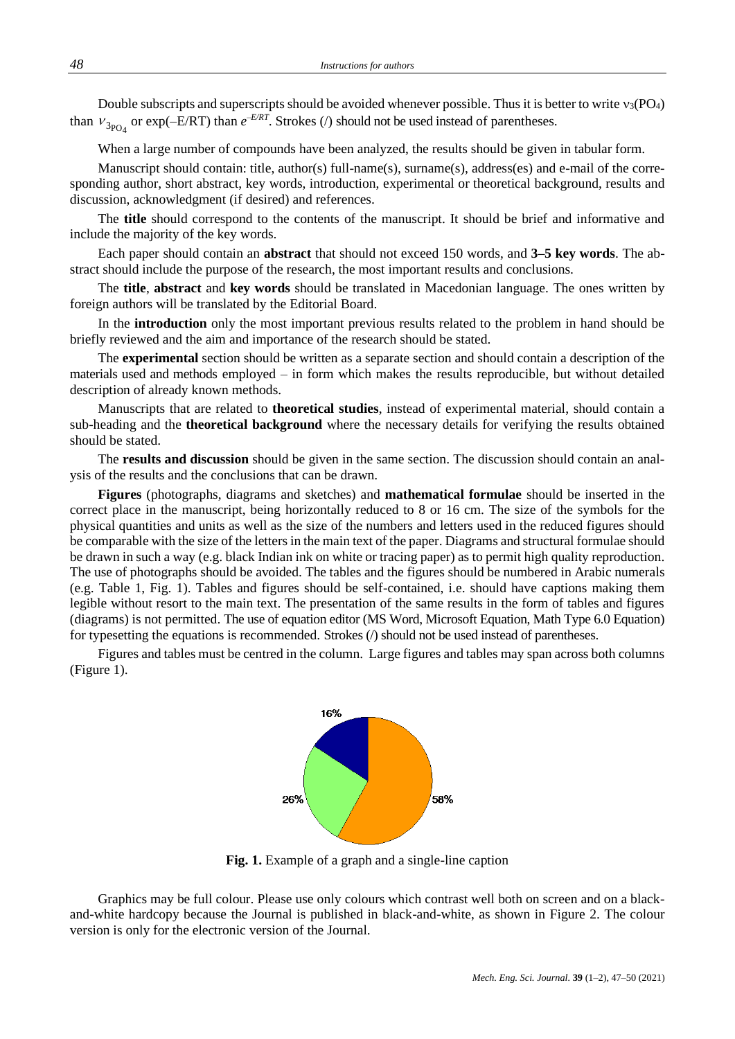Double subscripts and superscripts should be avoided whenever possible. Thus it is better to write $\nu_3(PO_4)$ than $\nu_{3_{PO_4}}$ or exp(–E/RT) than $e^{-E/RT}$. Strokes (/) should not be used instead of parentheses.

When a large number of compounds have been analyzed, the results should be given in tabular form.

Manuscript should contain: title, author(s) full-name(s), surname(s), address(es) and e-mail of the corresponding author, short abstract, key words, introduction, experimental or theoretical background, results and discussion, acknowledgment (if desired) and references.

The **title** should correspond to the contents of the manuscript. It should be brief and informative and include the majority of the key words.

Each paper should contain an **abstract** that should not exceed 150 words, and **3–5 key words**. The abstract should include the purpose of the research, the most important results and conclusions.

The **title**, **abstract** and **key words** should be translated in Macedonian language. The ones written by foreign authors will be translated by the Editorial Board.

In the **introduction** only the most important previous results related to the problem in hand should be briefly reviewed and the aim and importance of the research should be stated.

The **experimental** section should be written as a separate section and should contain a description of the materials used and methods employed – in form which makes the results reproducible, but without detailed description of already known methods.

Manuscripts that are related to **theoretical studies**, instead of experimental material, should contain a sub-heading and the **theoretical background** where the necessary details for verifying the results obtained should be stated.

The **results and discussion** should be given in the same section. The discussion should contain an analysis of the results and the conclusions that can be drawn.

**Figures** (photographs, diagrams and sketches) and **mathematical formulae** should be inserted in the correct place in the manuscript, being horizontally reduced to 8 or 16 cm. The size of the symbols for the physical quantities and units as well as the size of the numbers and letters used in the reduced figures should be comparable with the size of the letters in the main text of the paper. Diagrams and structural formulae should be drawn in such a way (e.g. black Indian ink on white or tracing paper) as to permit high quality reproduction. The use of photographs should be avoided. The tables and the figures should be numbered in Arabic numerals (e.g. Table 1, Fig. 1). Tables and figures should be self-contained, i.e. should have captions making them legible without resort to the main text. The presentation of the same results in the form of tables and figures (diagrams) is not permitted. The use of equation editor (MS Word, Microsoft Equation, Math Type 6.0 Equation) for typesetting the equations is recommended. Strokes (/) should not be used instead of parentheses.

Figures and tables must be centred in the column. Large figures and tables may span across both columns (Figure 1).

16%

26%

58%

**Fig. 1.** Example of a graph and a single-line caption

Graphics may be full colour. Please use only colours which contrast well both on screen and on a black-and-white hardcopy because the Journal is published in black-and-white, as shown in Figure 2. The colour version is only for the electronic version of the Journal.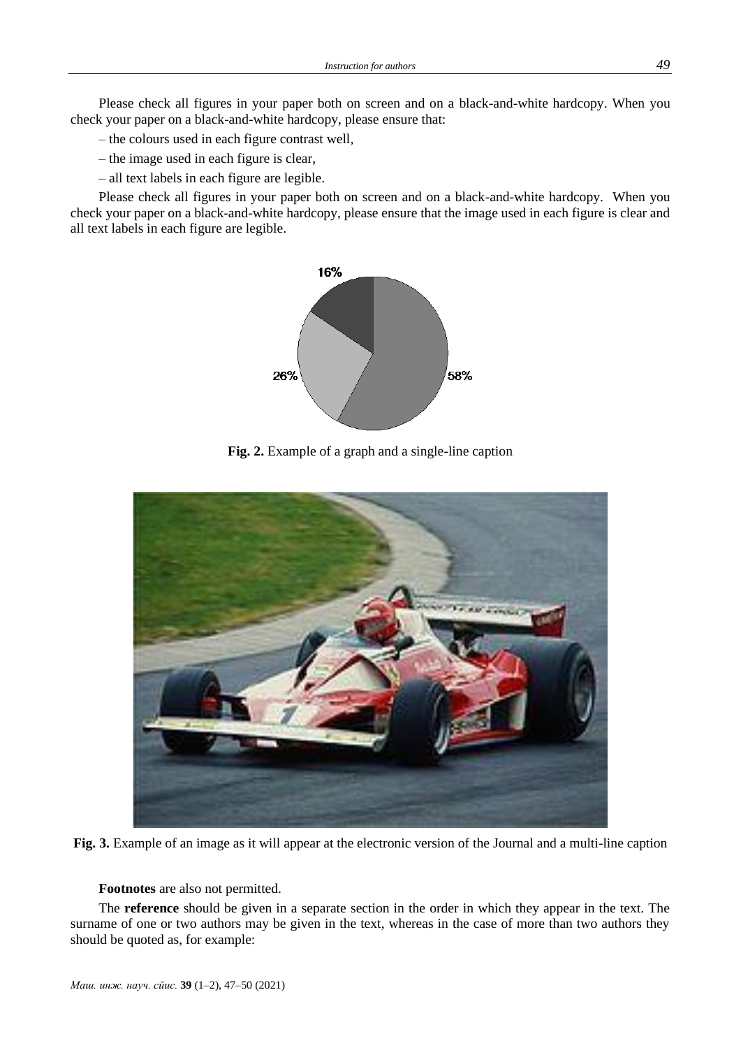Please check all figures in your paper both on screen and on a black-and-white hardcopy. When you check your paper on a black-and-white hardcopy, please ensure that:

– the colours used in each figure contrast well,

– the image used in each figure is clear,

– all text labels in each figure are legible.

Please check all figures in your paper both on screen and on a black-and-white hardcopy. When you check your paper on a black-and-white hardcopy, please ensure that the image used in each figure is clear and all text labels in each figure are legible.

**Fig. 2.** Example of a graph and a single-line caption

**Fig. 3.** Example of an image as it will appear at the electronic version of the Journal and a multi-line caption

**Footnotes** are also not permitted.

The **reference** should be given in a separate section in the order in which they appear in the text. The surname of one or two authors may be given in the text, whereas in the case of more than two authors they should be quoted as, for example: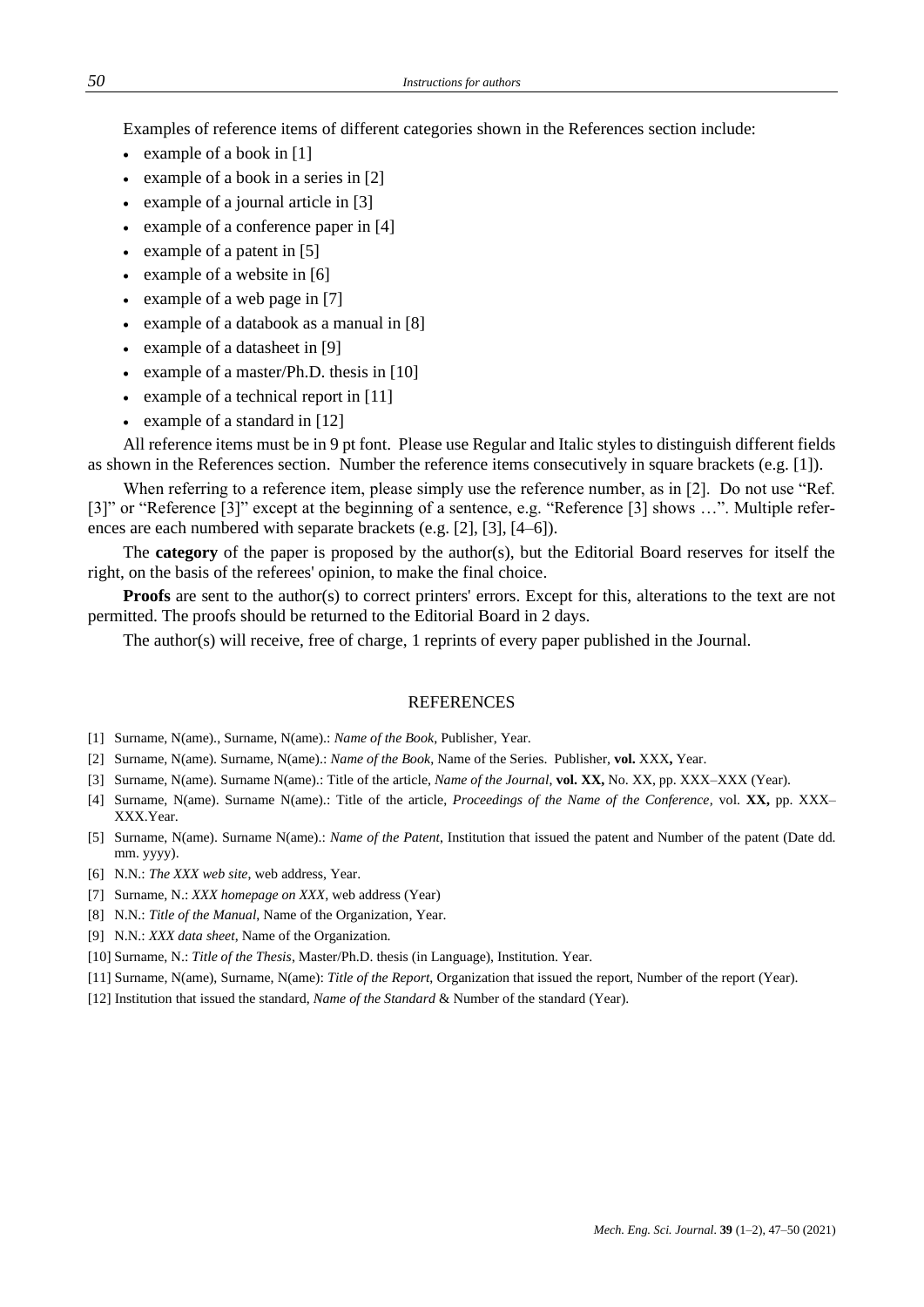Examples of reference items of different categories shown in the References section include:

- example of a book in [1]
- example of a book in a series in [2]
- example of a journal article in [3]
- example of a conference paper in [4]
- example of a patent in [5]
- example of a website in [6]
- example of a web page in [7]
- example of a databook as a manual in [8]
- example of a datasheet in [9]
- example of a master/Ph.D. thesis in [10]
- example of a technical report in [11]
- example of a standard in [12]

All reference items must be in 9 pt font. Please use Regular and Italic styles to distinguish different fields as shown in the References section. Number the reference items consecutively in square brackets (e.g. [1]).

When referring to a reference item, please simply use the reference number, as in [2]. Do not use "Ref. [3]" or "Reference [3]" except at the beginning of a sentence, e.g. "Reference [3] shows …". Multiple references are each numbered with separate brackets (e.g. [2], [3], [4–6]).

The **category** of the paper is proposed by the author(s), but the Editorial Board reserves for itself the right, on the basis of the referees' opinion, to make the final choice.

**Proofs** are sent to the author(s) to correct printers' errors. Except for this, alterations to the text are not permitted. The proofs should be returned to the Editorial Board in 2 days.

The author(s) will receive, free of charge, 1 reprints of every paper published in the Journal.

## REFERENCES

[1] Surname, N(ame)., Surname, N(ame).: *Name of the Book*, Publisher, Year.

[2] Surname, N(ame). Surname, N(ame).: *Name of the Book*, Name of the Series. Publisher, **vol.** XXX**,** Year.

[3] Surname, N(ame). Surname N(ame).: Title of the article, *Name of the Journal*, **vol. XX,** No. XX, pp. XXX–XXX (Year).

[4] Surname, N(ame). Surname N(ame).: Title of the article, *Proceedings of the Name of the Conference*, vol. **XX,** pp. XXX–XXX.Year.

[5] Surname, N(ame). Surname N(ame).: *Name of the Patent*, Institution that issued the patent and Number of the patent (Date dd. mm. yyyy).

[6] N.N.: *The XXX web site*, web address, Year.

[7] Surname, N.: *XXX homepage on XXX*, web address (Year)

[8] N.N.: *Title of the Manual*, Name of the Organization, Year.

[9] N.N.: *XXX data sheet*, Name of the Organization.

[10] Surname, N.: *Title of the Thesis*, Master/Ph.D. thesis (in Language), Institution. Year.

[11] Surname, N(ame), Surname, N(ame): *Title of the Report*, Organization that issued the report, Number of the report (Year).

[12] Institution that issued the standard, *Name of the Standard* & Number of the standard (Year).